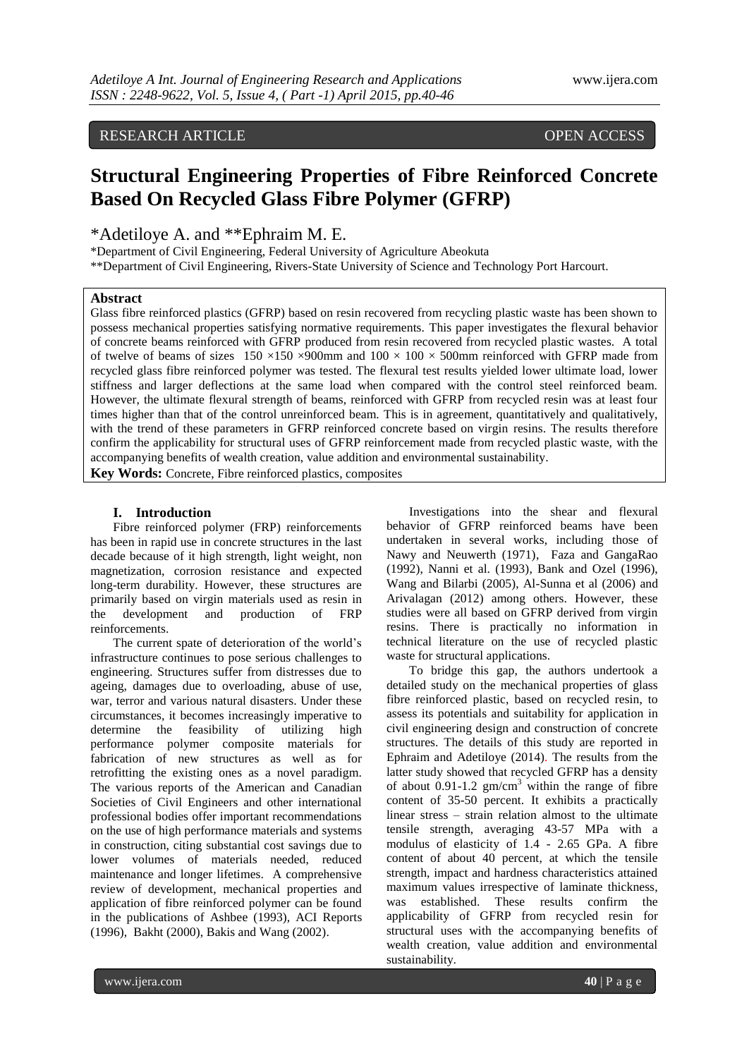RESEARCH ARTICLE OPEN ACCESS

# Structural Engineering Properties of Fibre Reinforced Concrete Based On Recycled Glass Fibre Polymer (GFRP)

*Adetiloye A. and **Ephraim M. E.

*Department of Civil Engineering, Federal University of Agriculture Abeokuta

**Department of Civil Engineering, Rivers-State University of Science and Technology Port Harcourt.

## Abstract

Glass fibre reinforced plastics (GFRP) based on resin recovered from recycling plastic waste has been shown to possess mechanical properties satisfying normative requirements. This paper investigates the flexural behavior of concrete beams reinforced with GFRP produced from resin recovered from recycled plastic wastes. A total of twelve of beams of sizes $150 \times 150 \times 900$mm and $100 \times 100 \times 500$mm reinforced with GFRP made from recycled glass fibre reinforced polymer was tested. The flexural test results yielded lower ultimate load, lower stiffness and larger deflections at the same load when compared with the control steel reinforced beam. However, the ultimate flexural strength of beams, reinforced with GFRP from recycled resin was at least four times higher than that of the control unreinforced beam. This is in agreement, quantitatively and qualitatively, with the trend of these parameters in GFRP reinforced concrete based on virgin resins. The results therefore confirm the applicability for structural uses of GFRP reinforcement made from recycled plastic waste, with the accompanying benefits of wealth creation, value addition and environmental sustainability.

**Key Words:** Concrete, Fibre reinforced plastics, composites

## I. Introduction

Fibre reinforced polymer (FRP) reinforcements has been in rapid use in concrete structures in the last decade because of it high strength, light weight, non magnetization, corrosion resistance and expected long-term durability. However, these structures are primarily based on virgin materials used as resin in the development and production of FRP reinforcements.

The current spate of deterioration of the world's infrastructure continues to pose serious challenges to engineering. Structures suffer from distresses due to ageing, damages due to overloading, abuse of use, war, terror and various natural disasters. Under these circumstances, it becomes increasingly imperative to determine the feasibility of utilizing high performance polymer composite materials for fabrication of new structures as well as for retrofitting the existing ones as a novel paradigm. The various reports of the American and Canadian Societies of Civil Engineers and other international professional bodies offer important recommendations on the use of high performance materials and systems in construction, citing substantial cost savings due to lower volumes of materials needed, reduced maintenance and longer lifetimes. A comprehensive review of development, mechanical properties and application of fibre reinforced polymer can be found in the publications of Ashbee (1993), ACI Reports (1996), Bakht (2000), Bakis and Wang (2002).

Investigations into the shear and flexural behavior of GFRP reinforced beams have been undertaken in several works, including those of Nawy and Neuwerth (1971), Faza and GangaRao (1992), Nanni et al. (1993), Bank and Ozel (1996), Wang and Bilarbi (2005), Al-Sunna et al (2006) and Arivalagan (2012) among others. However, these studies were all based on GFRP derived from virgin resins. There is practically no information in technical literature on the use of recycled plastic waste for structural applications.

To bridge this gap, the authors undertook a detailed study on the mechanical properties of glass fibre reinforced plastic, based on recycled resin, to assess its potentials and suitability for application in civil engineering design and construction of concrete structures. The details of this study are reported in Ephraim and Adetiloye (2014). The results from the latter study showed that recycled GFRP has a density of about 0.91-1.2 gm/cm$^3$ within the range of fibre content of 35-50 percent. It exhibits a practically linear stress – strain relation almost to the ultimate tensile strength, averaging 43-57 MPa with a modulus of elasticity of 1.4 - 2.65 GPa. A fibre content of about 40 percent, at which the tensile strength, impact and hardness characteristics attained maximum values irrespective of laminate thickness, was established. These results confirm the applicability of GFRP from recycled resin for structural uses with the accompanying benefits of wealth creation, value addition and environmental sustainability.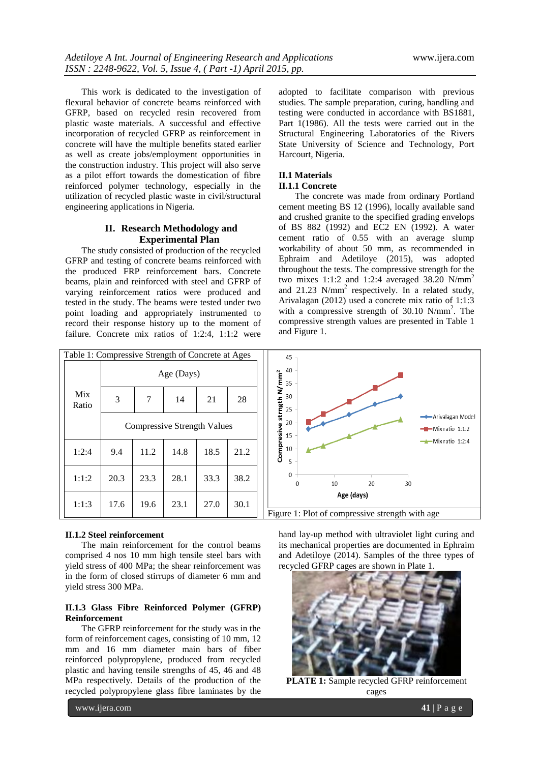This work is dedicated to the investigation of flexural behavior of concrete beams reinforced with GFRP, based on recycled resin recovered from plastic waste materials. A successful and effective incorporation of recycled GFRP as reinforcement in concrete will have the multiple benefits stated earlier as well as create jobs/employment opportunities in the construction industry. This project will also serve as a pilot effort towards the domestication of fibre reinforced polymer technology, especially in the utilization of recycled plastic waste in civil/structural engineering applications in Nigeria.

## II. Research Methodology and Experimental Plan

The study consisted of production of the recycled GFRP and testing of concrete beams reinforced with the produced FRP reinforcement bars. Concrete beams, plain and reinforced with steel and GFRP of varying reinforcement ratios were produced and tested in the study. The beams were tested under two point loading and appropriately instrumented to record their response history up to the moment of failure. Concrete mix ratios of 1:2:4, 1:1:2 were adopted to facilitate comparison with previous studies. The sample preparation, curing, handling and testing were conducted in accordance with BS1881, Part 1(1986). All the tests were carried out in the Structural Engineering Laboratories of the Rivers State University of Science and Technology, Port Harcourt, Nigeria.

### II.1 Materials

#### II.1.1 Concrete

The concrete was made from ordinary Portland cement meeting BS 12 (1996), locally available sand and crushed granite to the specified grading envelops of BS 882 (1992) and EC2 EN (1992). A water cement ratio of 0.55 with an average slump workability of about 50 mm, as recommended in Ephraim and Adetiloye (2015), was adopted throughout the tests. The compressive strength for the two mixes 1:1:2 and 1:2:4 averaged 38.20 $N/mm^2$ and 21.23 $N/mm^2$ respectively. In a related study, Arivalagan (2012) used a concrete mix ratio of 1:1:3 with a compressive strength of 30.10 $N/mm^2$. The compressive strength values are presented in Table 1 and Figure 1.

Table 1: Compressive Strength of Concrete at Ages

| Mix Ratio | Age (Days) | | | | |
|---|---|---|---|---|---|
| | 3 | 7 | 14 | 21 | 28 |
| | Compressive Strength Values | | | | |
| 1:2:4 | 9.4 | 11.2 | 14.8 | 18.5 | 21.2 |
| 1:1:2 | 20.3 | 23.3 | 28.1 | 33.3 | 38.2 |
| 1:1:3 | 17.6 | 19.6 | 23.1 | 27.0 | 30.1 |

Figure 1: Plot of compressive strength with age

#### II.1.2 Steel reinforcement

The main reinforcement for the control beams comprised 4 nos 10 mm high tensile steel bars with yield stress of 400 MPa; the shear reinforcement was in the form of closed stirrups of diameter 6 mm and yield stress 300 MPa.

#### II.1.3 Glass Fibre Reinforced Polymer (GFRP) Reinforcement

The GFRP reinforcement for the study was in the form of reinforcement cages, consisting of 10 mm, 12 mm and 16 mm diameter main bars of fiber reinforced polypropylene, produced from recycled plastic and having tensile strengths of 45, 46 and 48 MPa respectively. Details of the production of the recycled polypropylene glass fibre laminates by the hand lay-up method with ultraviolet light curing and its mechanical properties are documented in Ephraim and Adetiloye (2014). Samples of the three types of recycled GFRP cages are shown in Plate 1.

**PLATE 1:** Sample recycled GFRP reinforcement cages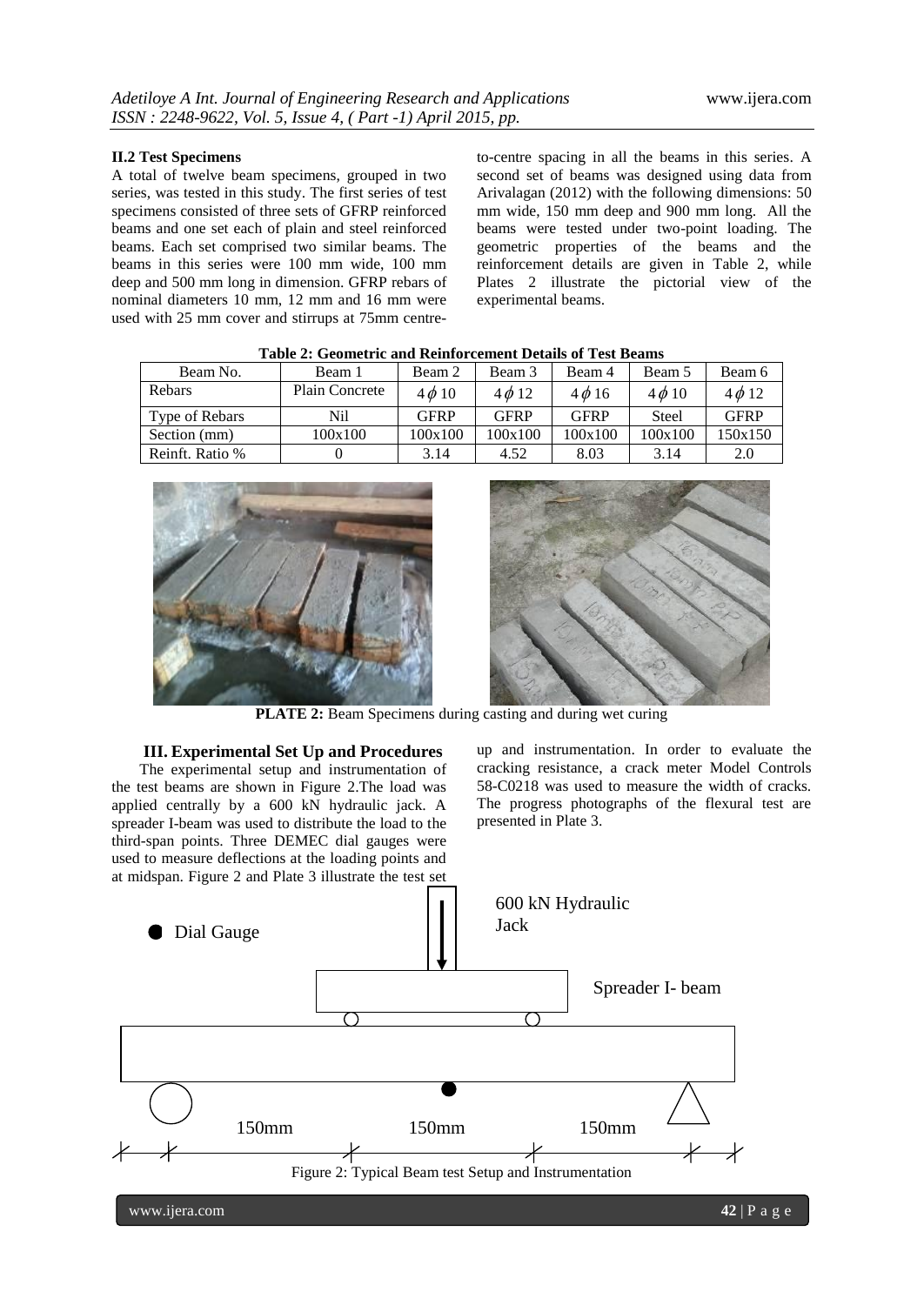#### II.2 Test Specimens

A total of twelve beam specimens, grouped in two series, was tested in this study. The first series of test specimens consisted of three sets of GFRP reinforced beams and one set each of plain and steel reinforced beams. Each set comprised two similar beams. The beams in this series were 100 mm wide, 100 mm deep and 500 mm long in dimension. GFRP rebars of nominal diameters 10 mm, 12 mm and 16 mm were used with 25 mm cover and stirrups at 75mm centre-to-centre spacing in all the beams in this series. A second set of beams was designed using data from Arivalagan (2012) with the following dimensions: 50 mm wide, 150 mm deep and 900 mm long. All the beams were tested under two-point loading. The geometric properties of the beams and the reinforcement details are given in Table 2, while Plates 2 illustrate the pictorial view of the experimental beams.

**Table 2: Geometric and Reinforcement Details of Test Beams**

| Beam No. | Beam 1 | Beam 2 | Beam 3 | Beam 4 | Beam 5 | Beam 6 |
|---|---|---|---|---|---|---|
| Rebars | Plain Concrete | $4\phi 10$ | $4\phi 12$ | $4\phi 16$ | $4\phi 10$ | $4\phi 12$ |
| Type of Rebars | Nil | GFRP | GFRP | GFRP | Steel | GFRP |
| Section (mm) | 100x100 | 100x100 | 100x100 | 100x100 | 100x100 | 150x150 |
| Reinft. Ratio % | 0 | 3.14 | 4.52 | 8.03 | 3.14 | 2.0 |

**PLATE 2:** Beam Specimens during casting and during wet curing

### III. Experimental Set Up and Procedures

The experimental setup and instrumentation of the test beams are shown in Figure 2.The load was applied centrally by a 600 kN hydraulic jack. A spreader I-beam was used to distribute the load to the third-span points. Three DEMEC dial gauges were used to measure deflections at the loading points and at midspan. Figure 2 and Plate 3 illustrate the test set up and instrumentation. In order to evaluate the cracking resistance, a crack meter Model Controls 58-C0218 was used to measure the width of cracks. The progress photographs of the flexural test are presented in Plate 3.

Figure 2: Typical Beam test Setup and Instrumentation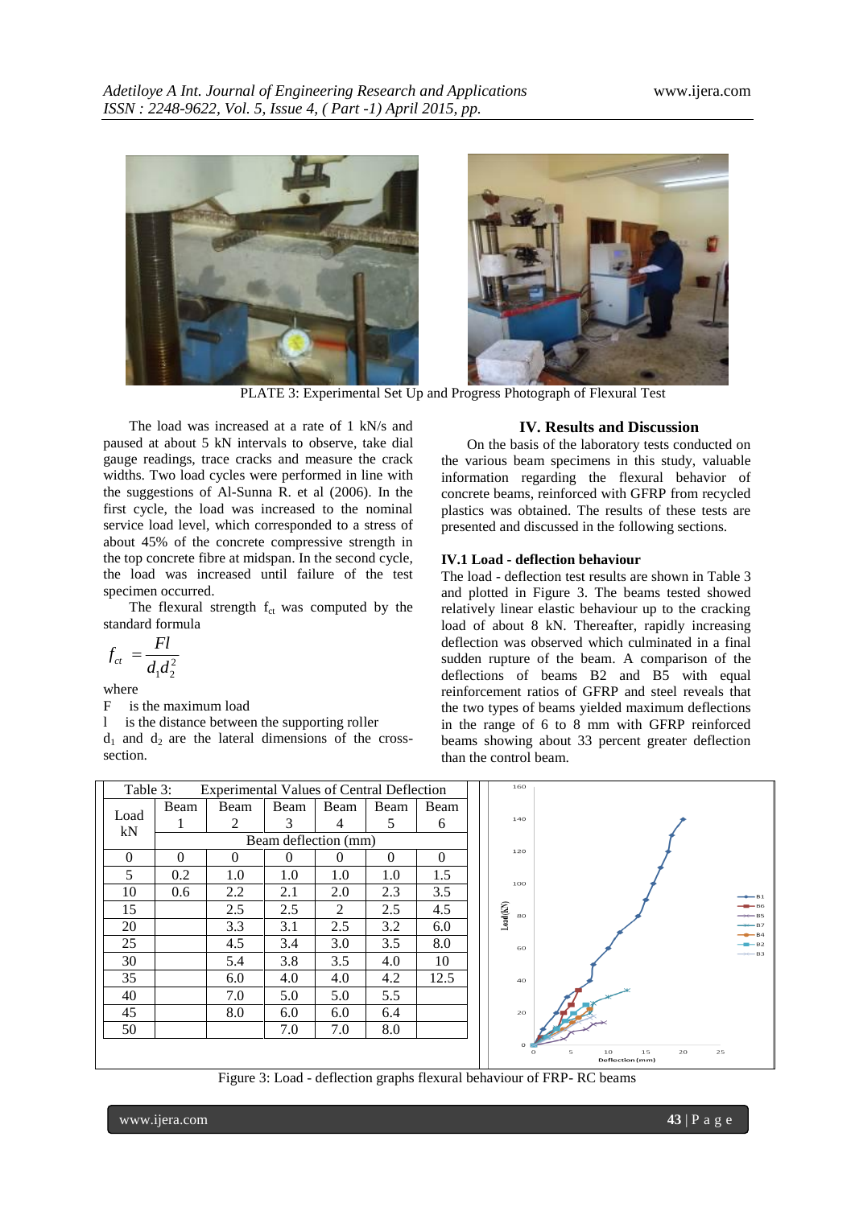PLATE 3: Experimental Set Up and Progress Photograph of Flexural Test

The load was increased at a rate of 1 kN/s and paused at about 5 kN intervals to observe, take dial gauge readings, trace cracks and measure the crack widths. Two load cycles were performed in line with the suggestions of Al-Sunna R. et al (2006). In the first cycle, the load was increased to the nominal service load level, which corresponded to a stress of about 45% of the concrete compressive strength in the top concrete fibre at midspan. In the second cycle, the load was increased until failure of the test specimen occurred.

The flexural strength $f_{ct}$ was computed by the standard formula

$$f_{ct} = \frac{Fl}{d_1 d_2^2}$$

where

F is the maximum load

l is the distance between the supporting roller

$d_1$ and $d_2$ are the lateral dimensions of the cross-section.

## IV. Results and Discussion

On the basis of the laboratory tests conducted on the various beam specimens in this study, valuable information regarding the flexural behavior of concrete beams, reinforced with GFRP from recycled plastics was obtained. The results of these tests are presented and discussed in the following sections.

### IV.1 Load - deflection behaviour

The load - deflection test results are shown in Table 3 and plotted in Figure 3. The beams tested showed relatively linear elastic behaviour up to the cracking load of about 8 kN. Thereafter, rapidly increasing deflection was observed which culminated in a final sudden rupture of the beam. A comparison of the deflections of beams B2 and B5 with equal reinforcement ratios of GFRP and steel reveals that the two types of beams yielded maximum deflections in the range of 6 to 8 mm with GFRP reinforced beams showing about 33 percent greater deflection than the control beam.

Table 3: Experimental Values of Central Deflection

| Load kN | Beam 1 | Beam 2 | Beam 3 | Beam 4 | Beam 5 | Beam 6 |
|---|---|---|---|---|---|---|
| | Beam deflection (mm) | | | | | |
| 0 | 0 | 0 | 0 | 0 | 0 | 0 |
| 5 | 0.2 | 1.0 | 1.0 | 1.0 | 1.0 | 1.5 |
| 10 | 0.6 | 2.2 | 2.1 | 2.0 | 2.3 | 3.5 |
| 15 | | 2.5 | 2.5 | 2 | 2.5 | 4.5 |
| 20 | | 3.3 | 3.1 | 2.5 | 3.2 | 6.0 |
| 25 | | 4.5 | 3.4 | 3.0 | 3.5 | 8.0 |
| 30 | | 5.4 | 3.8 | 3.5 | 4.0 | 10 |
| 35 | | 6.0 | 4.0 | 4.0 | 4.2 | 12.5 |
| 40 | | 7.0 | 5.0 | 5.0 | 5.5 | |
| 45 | | 8.0 | 6.0 | 6.0 | 6.4 | |
| 50 | | | 7.0 | 7.0 | 8.0 | |

Figure 3: Load - deflection graphs flexural behaviour of FRP- RC beams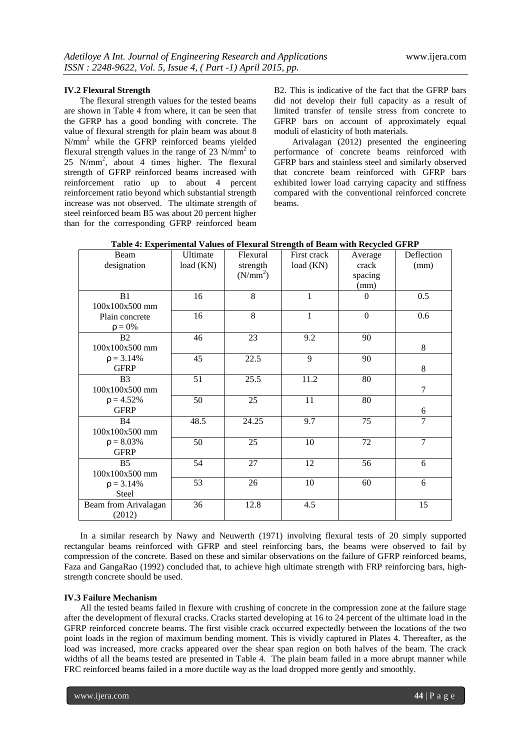### IV.2 Flexural Strength

The flexural strength values for the tested beams are shown in Table 4 from where, it can be seen that the GFRP has a good bonding with concrete. The value of flexural strength for plain beam was about 8 $N/mm^2$ while the GFRP reinforced beams yielded flexural strength values in the range of 23 $N/mm^2$ to 25 $N/mm^2$, about 4 times higher. The flexural strength of GFRP reinforced beams increased with reinforcement ratio up to about 4 percent reinforcement ratio beyond which substantial strength increase was not observed. The ultimate strength of steel reinforced beam B5 was about 20 percent higher than for the corresponding GFRP reinforced beam B2. This is indicative of the fact that the GFRP bars did not develop their full capacity as a result of limited transfer of tensile stress from concrete to GFRP bars on account of approximately equal moduli of elasticity of both materials.

Arivalagan (2012) presented the engineering performance of concrete beams reinforced with GFRP bars and stainless steel and similarly observed that concrete beam reinforced with GFRP bars exhibited lower load carrying capacity and stiffness compared with the conventional reinforced concrete beams.

**Table 4: Experimental Values of Flexural Strength of Beam with Recycled GFRP**

| Beam designation | Ultimate load (KN) | Flexural strength ($N/mm^2$) | First crack load (KN) | Average crack spacing (mm) | Deflection (mm) |
|---|---|---|---|---|---|
| B1 100x100x500 mm | 16 | 8 | 1 | 0 | 0.5 |
| Plain concrete $\rho = 0\%$ | 16 | 8 | 1 | 0 | 0.6 |
| B2 100x100x500 mm | 46 | 23 | 9.2 | 90 | 8 |
| $\rho = 3.14\%$ GFRP | 45 | 22.5 | 9 | 90 | 8 |
| B3 100x100x500 mm | 51 | 25.5 | 11.2 | 80 | 7 |
| $\rho = 4.52\%$ GFRP | 50 | 25 | 11 | 80 | 6 |
| B4 100x100x500 mm | 48.5 | 24.25 | 9.7 | 75 | 7 |
| $\rho = 8.03\%$ GFRP | 50 | 25 | 10 | 72 | 7 |
| B5 100x100x500 mm | 54 | 27 | 12 | 56 | 6 |
| $\rho = 3.14\%$ Steel | 53 | 26 | 10 | 60 | 6 |
| Beam from Arivalagan (2012) | 36 | 12.8 | 4.5 | | 15 |

In a similar research by Nawy and Neuwerth (1971) involving flexural tests of 20 simply supported rectangular beams reinforced with GFRP and steel reinforcing bars, the beams were observed to fail by compression of the concrete. Based on these and similar observations on the failure of GFRP reinforced beams, Faza and GangaRao (1992) concluded that, to achieve high ultimate strength with FRP reinforcing bars, high-strength concrete should be used.

### IV.3 Failure Mechanism

All the tested beams failed in flexure with crushing of concrete in the compression zone at the failure stage after the development of flexural cracks. Cracks started developing at 16 to 24 percent of the ultimate load in the GFRP reinforced concrete beams. The first visible crack occurred expectedly between the locations of the two point loads in the region of maximum bending moment. This is vividly captured in Plates 4. Thereafter, as the load was increased, more cracks appeared over the shear span region on both halves of the beam. The crack widths of all the beams tested are presented in Table 4. The plain beam failed in a more abrupt manner while FRC reinforced beams failed in a more ductile way as the load dropped more gently and smoothly.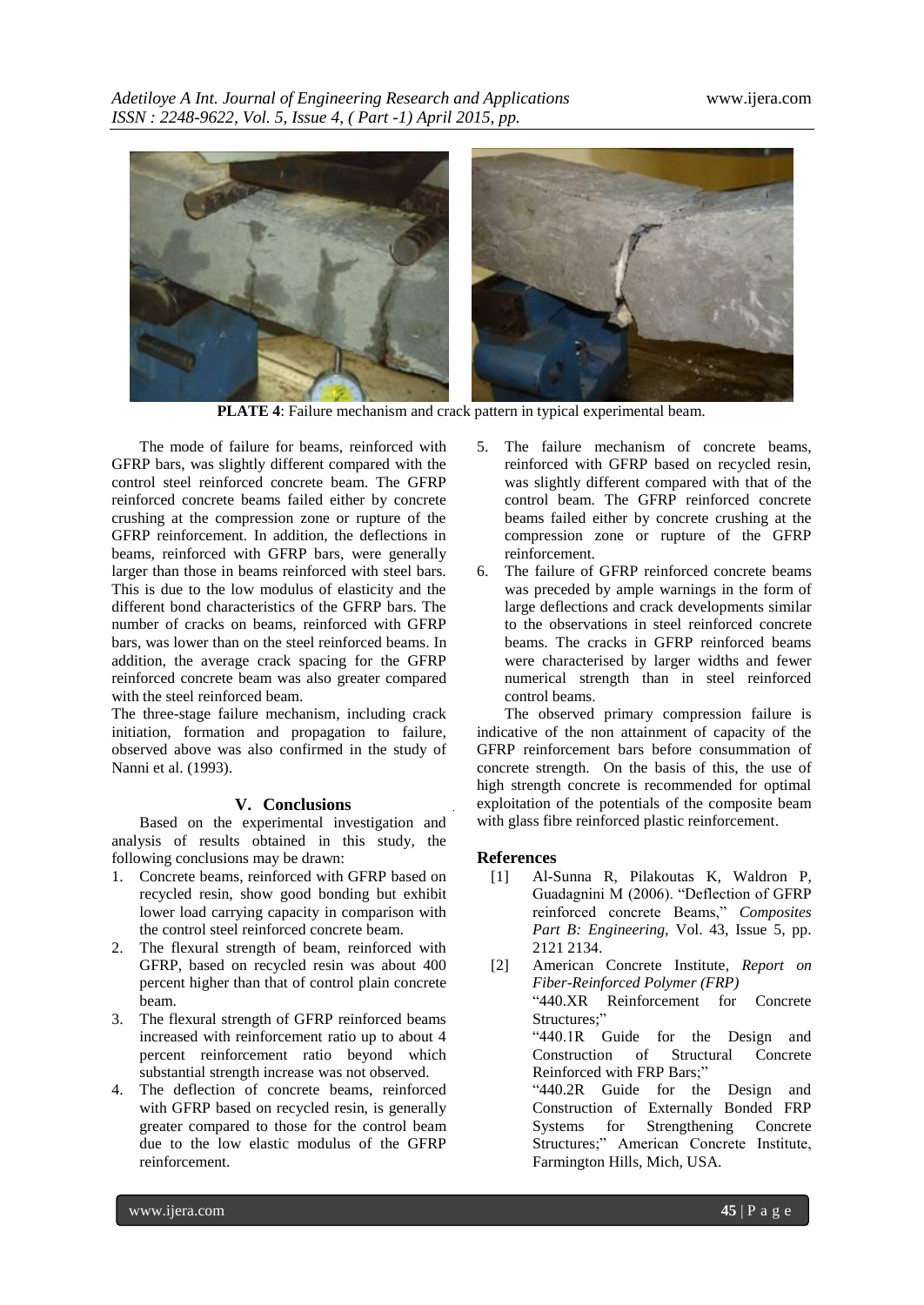**PLATE 4**: Failure mechanism and crack pattern in typical experimental beam.

The mode of failure for beams, reinforced with GFRP bars, was slightly different compared with the control steel reinforced concrete beam. The GFRP reinforced concrete beams failed either by concrete crushing at the compression zone or rupture of the GFRP reinforcement. In addition, the deflections in beams, reinforced with GFRP bars, were generally larger than those in beams reinforced with steel bars. This is due to the low modulus of elasticity and the different bond characteristics of the GFRP bars. The number of cracks on beams, reinforced with GFRP bars, was lower than on the steel reinforced beams. In addition, the average crack spacing for the GFRP reinforced concrete beam was also greater compared with the steel reinforced beam.

The three-stage failure mechanism, including crack initiation, formation and propagation to failure, observed above was also confirmed in the study of Nanni et al. (1993).

## V. Conclusions

Based on the experimental investigation and analysis of results obtained in this study, the following conclusions may be drawn:

1. Concrete beams, reinforced with GFRP based on recycled resin, show good bonding but exhibit lower load carrying capacity in comparison with the control steel reinforced concrete beam.
2. The flexural strength of beam, reinforced with GFRP, based on recycled resin was about 400 percent higher than that of control plain concrete beam.
3. The flexural strength of GFRP reinforced beams increased with reinforcement ratio up to about 4 percent reinforcement ratio beyond which substantial strength increase was not observed.
4. The deflection of concrete beams, reinforced with GFRP based on recycled resin, is generally greater compared to those for the control beam due to the low elastic modulus of the GFRP reinforcement.
5. The failure mechanism of concrete beams, reinforced with GFRP based on recycled resin, was slightly different compared with that of the control beam. The GFRP reinforced concrete beams failed either by concrete crushing at the compression zone or rupture of the GFRP reinforcement.
6. The failure of GFRP reinforced concrete beams was preceded by ample warnings in the form of large deflections and crack developments similar to the observations in steel reinforced concrete beams. The cracks in GFRP reinforced beams were characterised by larger widths and fewer numerical strength than in steel reinforced control beams.

The observed primary compression failure is indicative of the non attainment of capacity of the GFRP reinforcement bars before consummation of concrete strength. On the basis of this, the use of high strength concrete is recommended for optimal exploitation of the potentials of the composite beam with glass fibre reinforced plastic reinforcement.

## References

[1] Al-Sunna R, Pilakoutas K, Waldron P, Guadagnini M (2006). "Deflection of GFRP reinforced concrete Beams," *Composites Part B: Engineering*, Vol. 43, Issue 5, pp. 2121 2134.

[2] American Concrete Institute, *Report on Fiber-Reinforced Polymer (FRP)* "440.XR Reinforcement for Concrete Structures;" "440.1R Guide for the Design and Construction of Structural Concrete Reinforced with FRP Bars;" "440.2R Guide for the Design and Construction of Externally Bonded FRP Systems for Strengthening Concrete Structures;" American Concrete Institute, Farmington Hills, Mich, USA.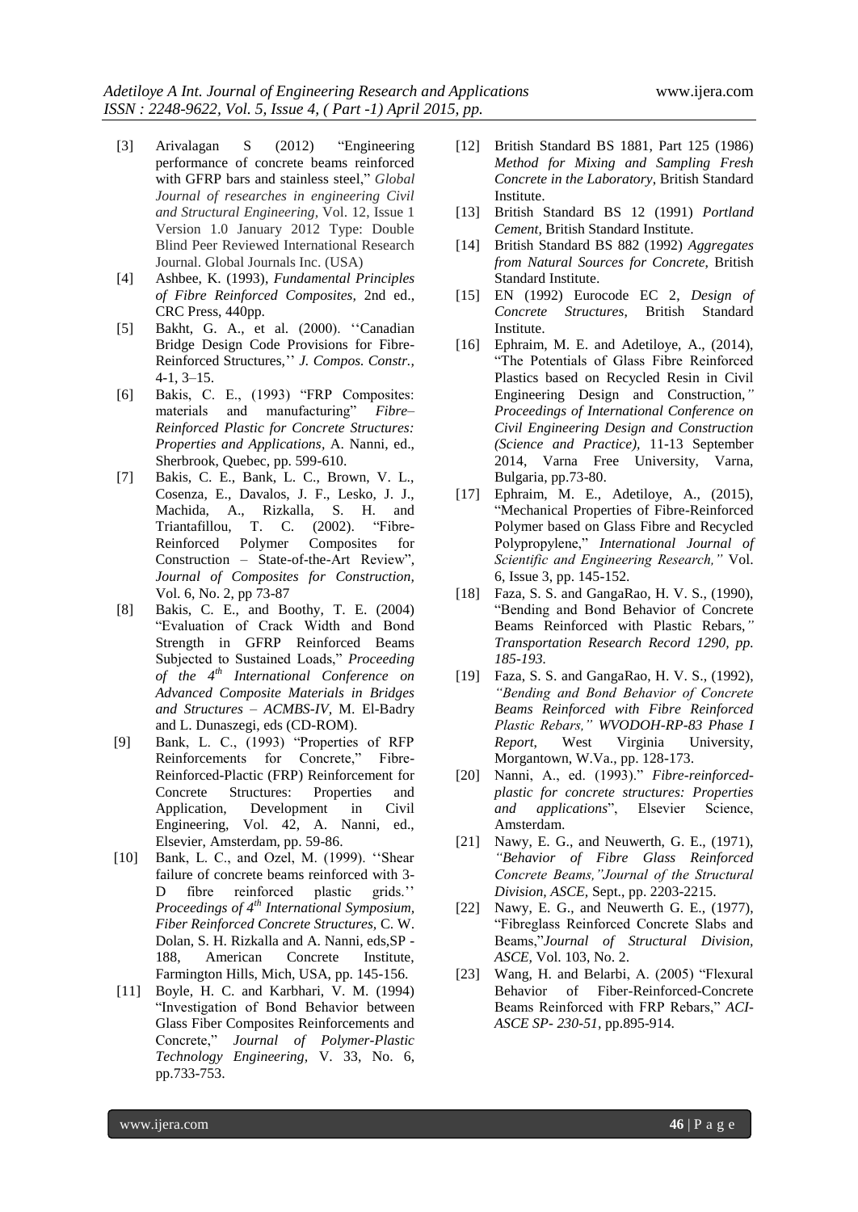[3] Arivalagan S (2012) "Engineering performance of concrete beams reinforced with GFRP bars and stainless steel," *Global Journal of researches in engineering Civil and Structural Engineering,* Vol. 12, Issue 1 Version 1.0 January 2012 Type: Double Blind Peer Reviewed International Research Journal. Global Journals Inc. (USA)

[4] Ashbee, K. (1993), *Fundamental Principles of Fibre Reinforced Composites,* 2nd ed., CRC Press, 440pp.

[5] Bakht, G. A., et al. (2000). ''Canadian Bridge Design Code Provisions for Fibre-Reinforced Structures,'' *J. Compos. Constr.,* 4-1, 3–15.

[6] Bakis, C. E., (1993) "FRP Composites: materials and manufacturing" *Fibre–Reinforced Plastic for Concrete Structures: Properties and Applications,* A. Nanni, ed., Sherbrook, Quebec, pp. 599-610.

[7] Bakis, C. E., Bank, L. C., Brown, V. L., Cosenza, E., Davalos, J. F., Lesko, J. J., Machida, A., Rizkalla, S. H. and Triantafillou, T. C. (2002). "Fibre-Reinforced Polymer Composites for Construction – State-of-the-Art Review", *Journal of Composites for Construction,* Vol. 6, No. 2, pp 73-87

[8] Bakis, C. E., and Boothy, T. E. (2004) "Evaluation of Crack Width and Bond Strength in GFRP Reinforced Beams Subjected to Sustained Loads," *Proceeding of the 4th International Conference on Advanced Composite Materials in Bridges and Structures – ACMBS-IV,* M. El-Badry and L. Dunaszegi, eds (CD-ROM).

[9] Bank, L. C., (1993) "Properties of RFP Reinforcements for Concrete," Fibre-Reinforced-Plactic (FRP) Reinforcement for Concrete Structures: Properties and Application, Development in Civil Engineering, Vol. 42, A. Nanni, ed., Elsevier, Amsterdam, pp. 59-86.

[10] Bank, L. C., and Ozel, M. (1999). ''Shear failure of concrete beams reinforced with 3-D fibre reinforced plastic grids.'' *Proceedings of 4th International Symposium, Fiber Reinforced Concrete Structures,* C. W. Dolan, S. H. Rizkalla and A. Nanni, eds,SP - 188, American Concrete Institute, Farmington Hills, Mich, USA, pp. 145-156.

[11] Boyle, H. C. and Karbhari, V. M. (1994) "Investigation of Bond Behavior between Glass Fiber Composites Reinforcements and Concrete," *Journal of Polymer-Plastic Technology Engineering,* V. 33, No. 6, pp.733-753.

[12] British Standard BS 1881, Part 125 (1986) *Method for Mixing and Sampling Fresh Concrete in the Laboratory,* British Standard Institute.

[13] British Standard BS 12 (1991) *Portland Cement,* British Standard Institute.

[14] British Standard BS 882 (1992) *Aggregates from Natural Sources for Concrete,* British Standard Institute.

[15] EN (1992) Eurocode EC 2, *Design of Concrete Structures,* British Standard Institute.

[16] Ephraim, M. E. and Adetiloye, A., (2014), "The Potentials of Glass Fibre Reinforced Plastics based on Recycled Resin in Civil Engineering Design and Construction," *Proceedings of International Conference on Civil Engineering Design and Construction (Science and Practice),* 11-13 September 2014, Varna Free University, Varna, Bulgaria, pp.73-80.

[17] Ephraim, M. E., Adetiloye, A., (2015), "Mechanical Properties of Fibre-Reinforced Polymer based on Glass Fibre and Recycled Polypropylene," *International Journal of Scientific and Engineering Research,"* Vol. 6, Issue 3, pp. 145-152.

[18] Faza, S. S. and GangaRao, H. V. S., (1990), "Bending and Bond Behavior of Concrete Beams Reinforced with Plastic Rebars," *Transportation Research Record 1290, pp. 185-193.*

[19] Faza, S. S. and GangaRao, H. V. S., (1992), *"Bending and Bond Behavior of Concrete Beams Reinforced with Fibre Reinforced Plastic Rebars," WVODOH-RP-83 Phase I Report,* West Virginia University, Morgantown, W.Va., pp. 128-173.

[20] Nanni, A., ed. (1993)." *Fibre-reinforced-plastic for concrete structures: Properties and applications*", Elsevier Science, Amsterdam.

[21] Nawy, E. G., and Neuwerth, G. E., (1971), *"Behavior of Fibre Glass Reinforced Concrete Beams,"Journal of the Structural Division, ASCE,* Sept., pp. 2203-2215.

[22] Nawy, E. G., and Neuwerth G. E., (1977), "Fibreglass Reinforced Concrete Slabs and Beams,"*Journal of Structural Division, ASCE,* Vol. 103, No. 2.

[23] Wang, H. and Belarbi, A. (2005) "Flexural Behavior of Fiber-Reinforced-Concrete Beams Reinforced with FRP Rebars," *ACI-ASCE SP- 230-51,* pp.895-914.